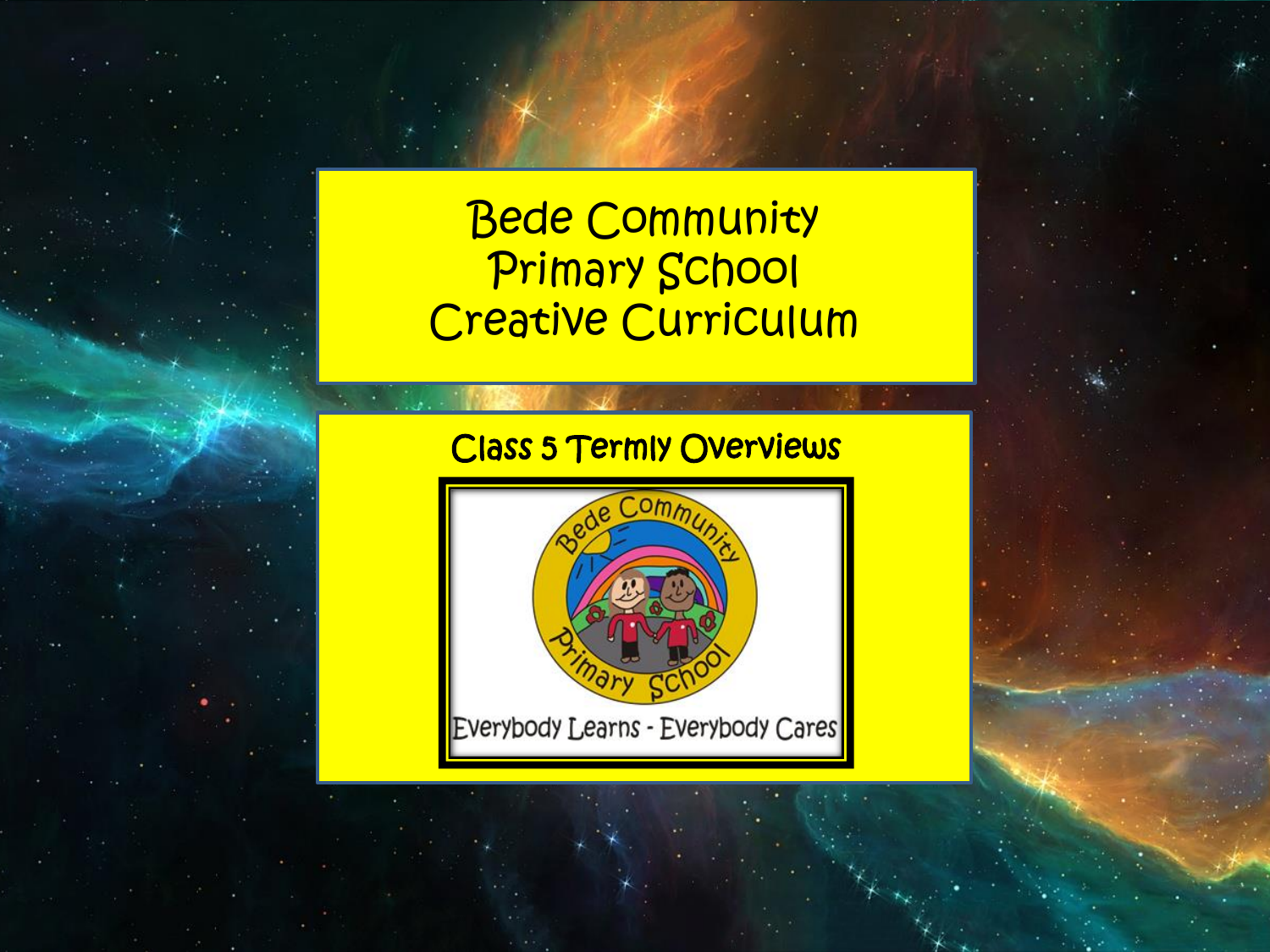# Bede Community Primary School Creative Curriculum

## Class 5 Termly Overviews

Everybody Learns - Everybody Cares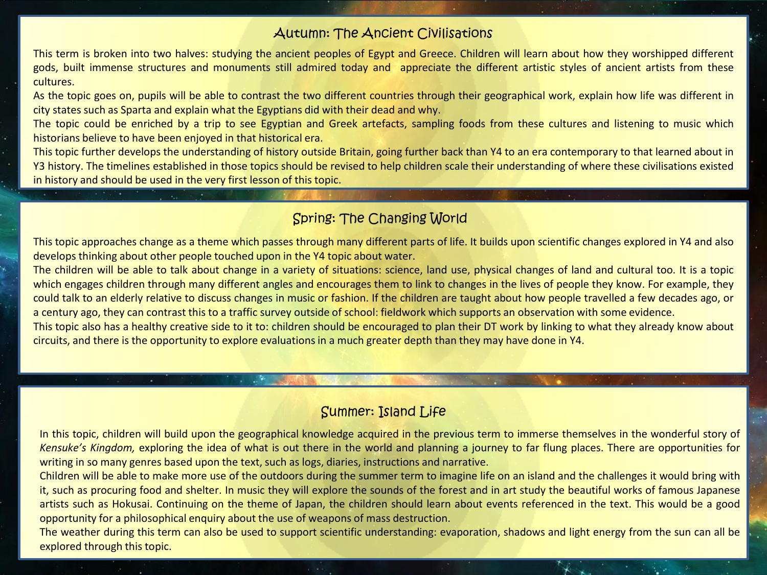## Autumn: The Ancient Civilisations

This term is broken into two halves: studying the ancient peoples of Egypt and Greece. Children will learn about how they worshipped different gods, built immense structures and monuments still admired today and appreciate the different artistic styles of ancient artists from these cultures.

As the topic goes on, pupils will be able to contrast the two different countries through their geographical work, explain how life was different in city states such as Sparta and explain what the Egyptians did with their dead and why.

The topic could be enriched by a trip to see Egyptian and Greek artefacts, sampling foods from these cultures and listening to music which historians believe to have been enjoyed in that historical era.

This topic further develops the understanding of history outside Britain, going further back than Y4 to an era contemporary to that learned about in Y3 history. The timelines established in those topics should be revised to help children scale their understanding of where these civilisations existed in history and should be used in the very first lesson of this topic.

## Spring: The Changing World

This topic approaches change as a theme which passes through many different parts of life. It builds upon scientific changes explored in Y4 and also develops thinking about other people touched upon in the Y4 topic about water.

The children will be able to talk about change in a variety of situations: science, land use, physical changes of land and cultural too. It is a topic which engages children through many different angles and encourages them to link to changes in the lives of people they know. For example, they could talk to an elderly relative to discuss changes in music or fashion. If the children are taught about how people travelled a few decades ago, or a century ago, they can contrast this to a traffic survey outside of school: fieldwork which supports an observation with some evidence.

This topic also has a healthy creative side to it to: children should be encouraged to plan their DT work by linking to what they already know about circuits, and there is the opportunity to explore evaluations in a much greater depth than they may have done in Y4.

## Summer: Island Life

In this topic, children will build upon the geographical knowledge acquired in the previous term to immerse themselves in the wonderful story of *Kensuke's Kingdom,* exploring the idea of what is out there in the world and planning a journey to far flung places. There are opportunities for writing in so many genres based upon the text, such as logs, diaries, instructions and narrative.

Children will be able to make more use of the outdoors during the summer term to imagine life on an island and the challenges it would bring with it, such as procuring food and shelter. In music they will explore the sounds of the forest and in art study the beautiful works of famous Japanese artists such as Hokusai. Continuing on the theme of Japan, the children should learn about events referenced in the text. This would be a good opportunity for a philosophical enquiry about the use of weapons of mass destruction.

The weather during this term can also be used to support scientific understanding: evaporation, shadows and light energy from the sun can all be explored through this topic.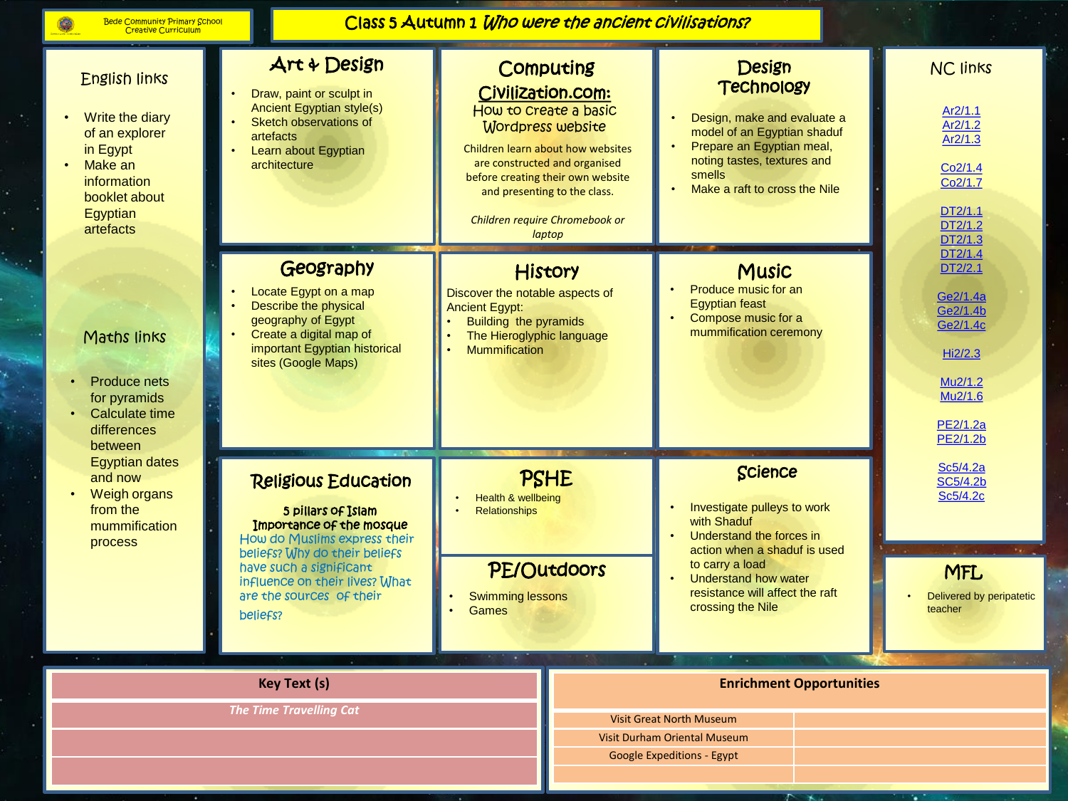Bede Community Primary School
Creative Curriculum

# Class 5 Autumn 1 *Who were the ancient civilisations?*

## English links

- Write the diary of an explorer in Egypt
- Make an information booklet about Egyptian artefacts

## Maths links

- Produce nets for pyramids
- Calculate time differences between Egyptian dates and now
- Weigh organs from the mummification process

## Art & Design

- Draw, paint or sculpt in Ancient Egyptian style(s)
- Sketch observations of artefacts
- Learn about Egyptian architecture

## Computing

**Civilization.com:**

How to create a basic Wordpress website

Children learn about how websites are constructed and organised before creating their own website and presenting to the class.

*Children require Chromebook or laptop*

## Design Technology

- Design, make and evaluate a model of an Egyptian shaduf
- Prepare an Egyptian meal, noting tastes, textures and smells
- Make a raft to cross the Nile

## NC links

Ar2/1.1
Ar2/1.2
Ar2/1.3

Co2/1.4
Co2/1.7

DT2/1.1
DT2/1.2
DT2/1.3
DT2/1.4
DT2/2.1

Ge2/1.4a
Ge2/1.4b
Ge2/1.4c

Hi2/2.3

Mu2/1.2
Mu2/1.6

PE2/1.2a
PE2/1.2b

Sc5/4.2a
SC5/4.2b
Sc5/4.2c

## Geography

- Locate Egypt on a map
- Describe the physical geography of Egypt
- Create a digital map of important Egyptian historical sites (Google Maps)

## History

Discover the notable aspects of Ancient Egypt:

- Building the pyramids
- The Hieroglyphic language
- Mummification

## Music

- Produce music for an Egyptian feast
- Compose music for a mummification ceremony

## Religious Education

**5 pillars of Islam**
**Importance of the mosque**

How do Muslims express their beliefs? Why do their beliefs have such a significant influence on their lives? What are the sources of their beliefs?

## PSHE

- Health & wellbeing
- Relationships

## PE/Outdoors

- Swimming lessons
- Games

## Science

- Investigate pulleys to work with Shaduf
- Understand the forces in action when a shaduf is used to carry a load
- Understand how water resistance will affect the raft crossing the Nile

## MFL

- Delivered by peripatetic teacher

| Key Text (s) |
|---|
| *The Time Travelling Cat* |
| |
| |

| Enrichment Opportunities | |
|---|---|
| Visit Great North Museum | |
| Visit Durham Oriental Museum | |
| Google Expeditions - Egypt | |
| | |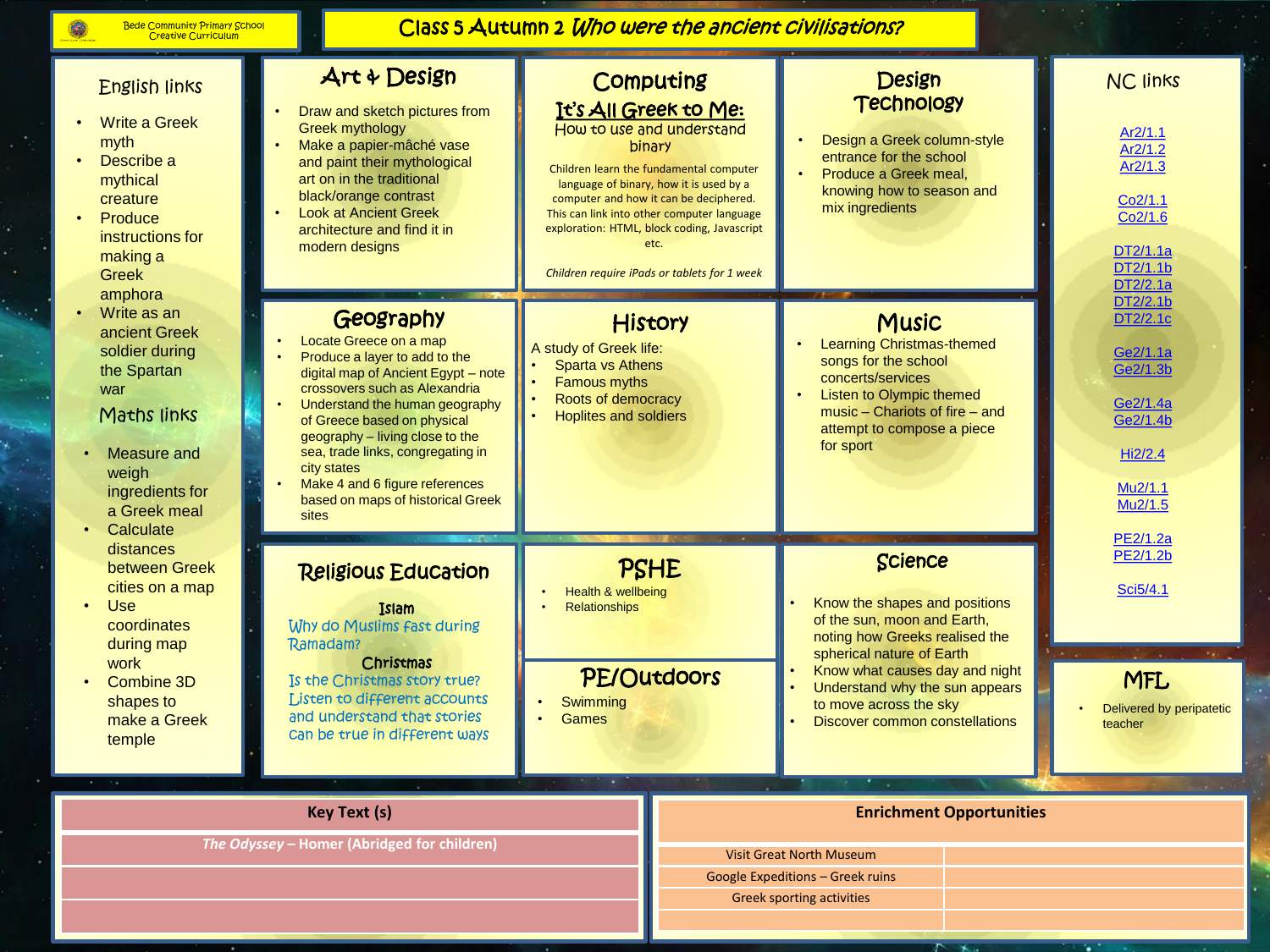Bede Community Primary School
Creative Curriculum

# Class 5 Autumn 2 *Who were the ancient civilisations?*

## English links

- Write a Greek myth
- Describe a mythical creature
- Produce instructions for making a Greek amphora
- Write as an ancient Greek soldier during the Spartan war

## Maths links

- Measure and weigh ingredients for a Greek meal
- Calculate distances between Greek cities on a map
- Use coordinates during map work
- Combine 3D shapes to make a Greek temple

## Art & Design

- Draw and sketch pictures from Greek mythology
- Make a papier-mâché vase and paint their mythological art on in the traditional black/orange contrast
- Look at Ancient Greek architecture and find it in modern designs

## Computing

**It's All Greek to Me:**
How to use and understand binary

Children learn the fundamental computer language of binary, how it is used by a computer and how it can be deciphered. This can link into other computer language exploration: HTML, block coding, Javascript etc.

*Children require iPads or tablets for 1 week*

## Design Technology

- Design a Greek column-style entrance for the school
- Produce a Greek meal, knowing how to season and mix ingredients

## NC links

Ar2/1.1
Ar2/1.2
Ar2/1.3

Co2/1.1
Co2/1.6

DT2/1.1a
DT2/1.1b
DT2/2.1a
DT2/2.1b
DT2/2.1c

Ge2/1.1a
Ge2/1.3b

Ge2/1.4a
Ge2/1.4b

Hi2/2.4

Mu2/1.1
Mu2/1.5

PE2/1.2a
PE2/1.2b

Sci5/4.1

## Geography

- Locate Greece on a map
- Produce a layer to add to the digital map of Ancient Egypt – note crossovers such as Alexandria
- Understand the human geography of Greece based on physical geography – living close to the sea, trade links, congregating in city states
- Make 4 and 6 figure references based on maps of historical Greek sites

## History

A study of Greek life:

- Sparta vs Athens
- Famous myths
- Roots of democracy
- Hoplites and soldiers

## Music

- Learning Christmas-themed songs for the school concerts/services
- Listen to Olympic themed music – Chariots of fire – and attempt to compose a piece for sport

## Religious Education

**Islam**
Why do Muslims fast during Ramadam?

**Christmas**
Is the Christmas story true?
Listen to different accounts and understand that stories can be true in different ways

## PSHE

- Health & wellbeing
- Relationships

## PE/Outdoors

- Swimming
- Games

## Science

- Know the shapes and positions of the sun, moon and Earth, noting how Greeks realised the spherical nature of Earth
- Know what causes day and night
- Understand why the sun appears to move across the sky
- Discover common constellations

## MFL

- Delivered by peripatetic teacher

| Key Text (s) |
|---|
| *The Odyssey* – Homer (Abridged for children) |
| |
| |

| Enrichment Opportunities | |
|---|---|
| Visit Great North Museum | |
| Google Expeditions – Greek ruins | |
| Greek sporting activities | |
| | |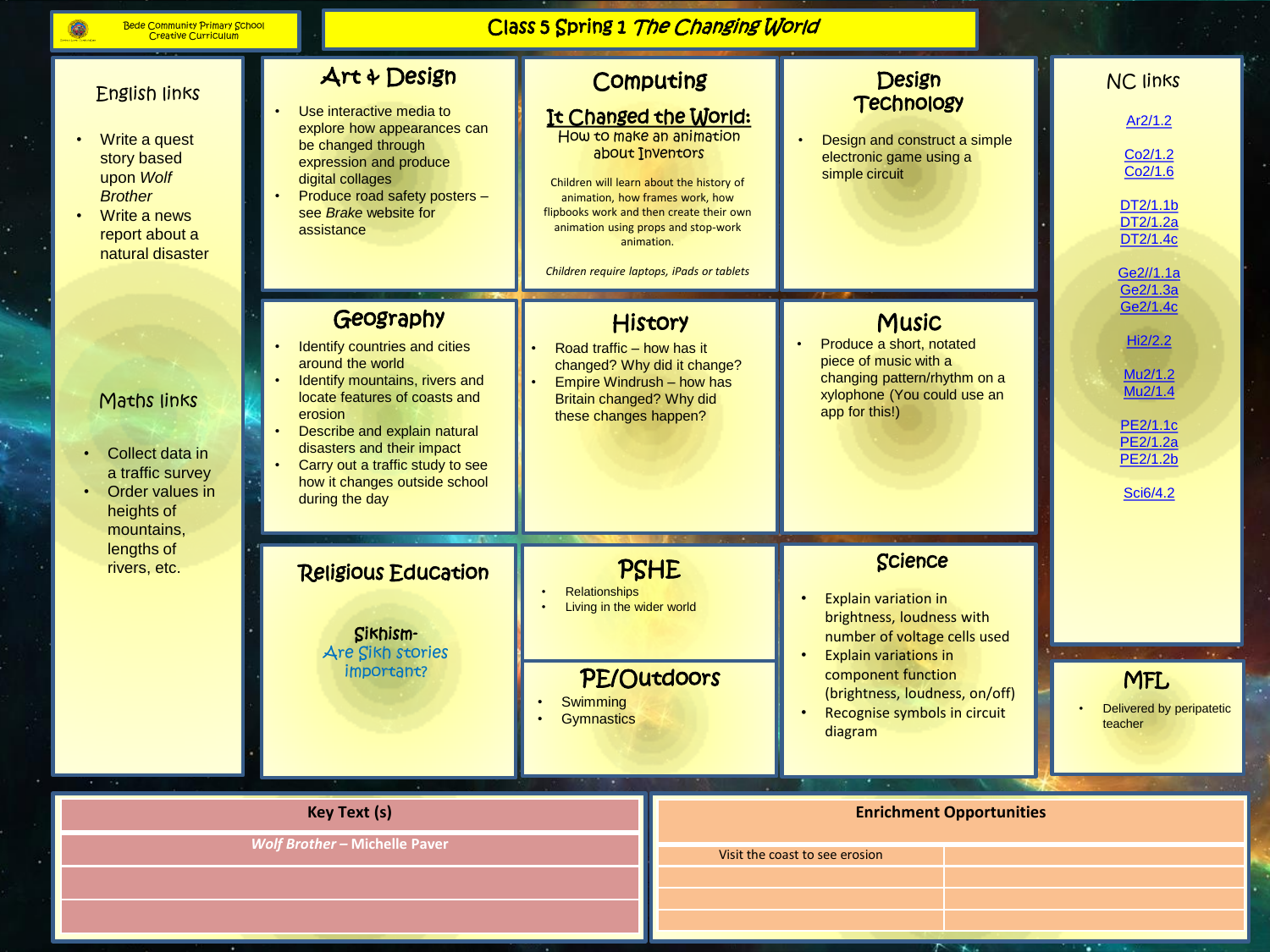Bede Community Primary School
Creative Curriculum

# Class 5 Spring 1 *The Changing World*

## English links

- Write a quest story based upon *Wolf Brother*
- Write a news report about a natural disaster

## Maths links

- Collect data in a traffic survey
- Order values in heights of mountains, lengths of rivers, etc.

## Art & Design

- Use interactive media to explore how appearances can be changed through expression and produce digital collages
- Produce road safety posters – see *Brake* website for assistance

## Computing

**It Changed the World:**
How to make an animation about Inventors

Children will learn about the history of animation, how frames work, how flipbooks work and then create their own animation using props and stop-work animation.

*Children require laptops, iPads or tablets*

## Design Technology

- Design and construct a simple electronic game using a simple circuit

## NC links

Ar2/1.2

Co2/1.2
Co2/1.6

DT2/1.1b
DT2/1.2a
DT2/1.4c

Ge2//1.1a
Ge2/1.3a
Ge2/1.4c

Hi2/2.2

Mu2/1.2
Mu2/1.4

PE2/1.1c
PE2/1.2a
PE2/1.2b

Sci6/4.2

## Geography

- Identify countries and cities around the world
- Identify mountains, rivers and locate features of coasts and erosion
- Describe and explain natural disasters and their impact
- Carry out a traffic study to see how it changes outside school during the day

## History

- Road traffic – how has it changed? Why did it change?
- Empire Windrush – how has Britain changed? Why did these changes happen?

## Music

- Produce a short, notated piece of music with a changing pattern/rhythm on a xylophone (You could use an app for this!)

## Religious Education

Sikhism-
Are Sikh stories important?

## PSHE

- Relationships
- Living in the wider world

## PE/Outdoors

- Swimming
- Gymnastics

## Science

- Explain variation in brightness, loudness with number of voltage cells used
- Explain variations in component function (brightness, loudness, on/off)
- Recognise symbols in circuit diagram

## MFL

- Delivered by peripatetic teacher

| Key Text (s) |
|---|
| *Wolf Brother* – Michelle Paver |
| |
| |

| Enrichment Opportunities | |
|---|---|
| Visit the coast to see erosion | |
| | |
| | |
| | |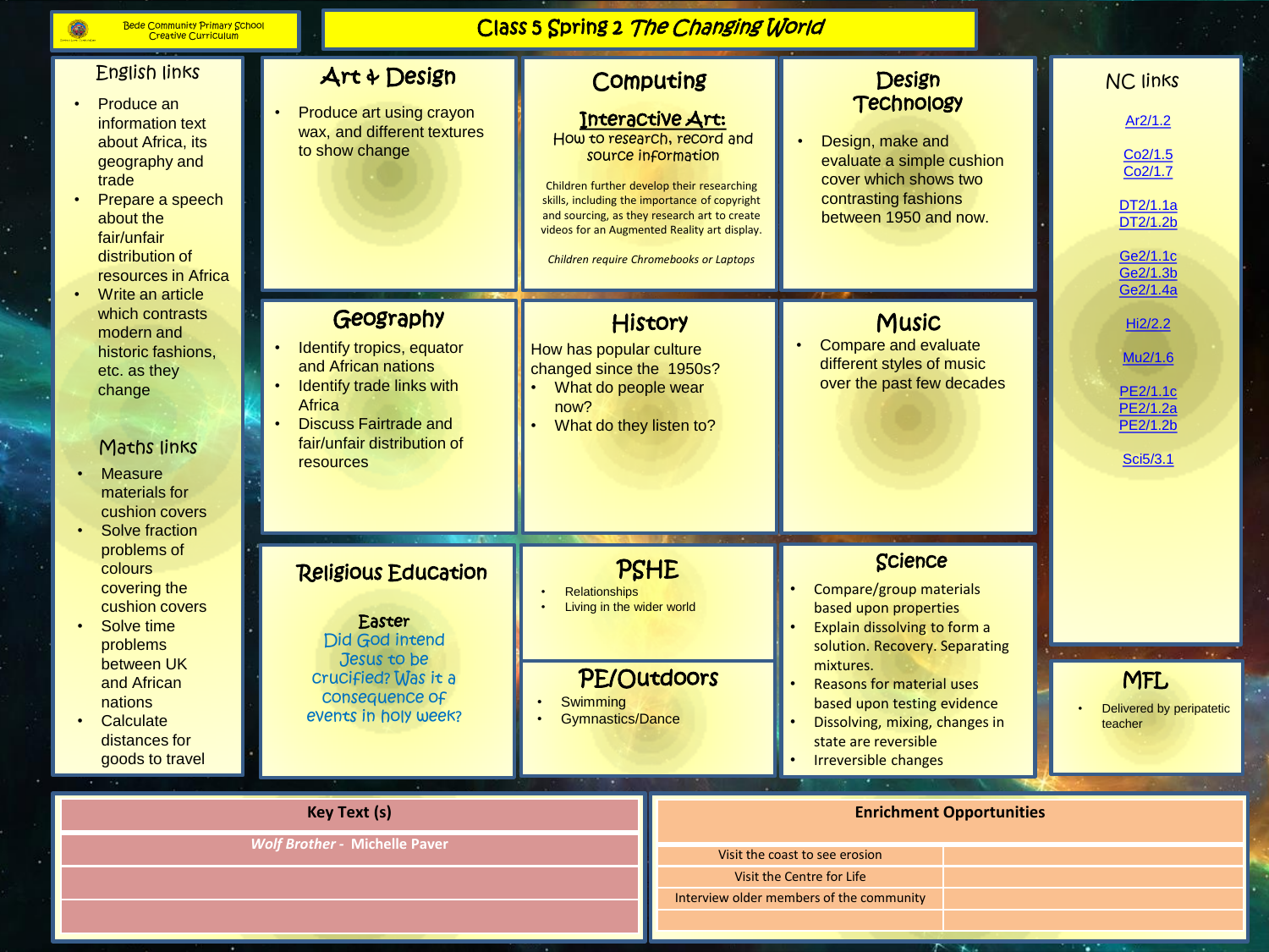Bede Community Primary School
Creative Curriculum

# Class 5 Spring 2 *The Changing World*

## English links

- Produce an information text about Africa, its geography and trade
- Prepare a speech about the fair/unfair distribution of resources in Africa
- Write an article which contrasts modern and historic fashions, etc. as they change

## Maths links

- Measure materials for cushion covers
- Solve fraction problems of colours covering the cushion covers
- Solve time problems between UK and African nations
- Calculate distances for goods to travel

## Art & Design

- Produce art using crayon wax, and different textures to show change

## Computing

**Interactive Art:**
How to research, record and source information

Children further develop their researching skills, including the importance of copyright and sourcing, as they research art to create videos for an Augmented Reality art display.

*Children require Chromebooks or Laptops*

## Design Technology

- Design, make and evaluate a simple cushion cover which shows two contrasting fashions between 1950 and now.

## NC links

Ar2/1.2

Co2/1.5
Co2/1.7

DT2/1.1a
DT2/1.2b

Ge2/1.1c
Ge2/1.3b
Ge2/1.4a

Hi2/2.2

Mu2/1.6

PE2/1.1c
PE2/1.2a
PE2/1.2b

Sci5/3.1

## Geography

- Identify tropics, equator and African nations
- Identify trade links with Africa
- Discuss Fairtrade and fair/unfair distribution of resources

## History

How has popular culture changed since the 1950s?

- What do people wear now?
- What do they listen to?

## Music

- Compare and evaluate different styles of music over the past few decades

## Religious Education

**Easter**
Did God intend Jesus to be crucified? Was it a consequence of events in holy week?

## PSHE

- Relationships
- Living in the wider world

## PE/Outdoors

- Swimming
- Gymnastics/Dance

## Science

- Compare/group materials based upon properties
- Explain dissolving to form a solution. Recovery. Separating mixtures.
- Reasons for material uses based upon testing evidence
- Dissolving, mixing, changes in state are reversible
- Irreversible changes

## MFL

- Delivered by peripatetic teacher

| Key Text (s) |
| --- |
| ***Wolf Brother*** **- Michelle Paver** |
| |
| |

| Enrichment Opportunities | |
| --- | --- |
| Visit the coast to see erosion | |
| Visit the Centre for Life | |
| Interview older members of the community | |
| | |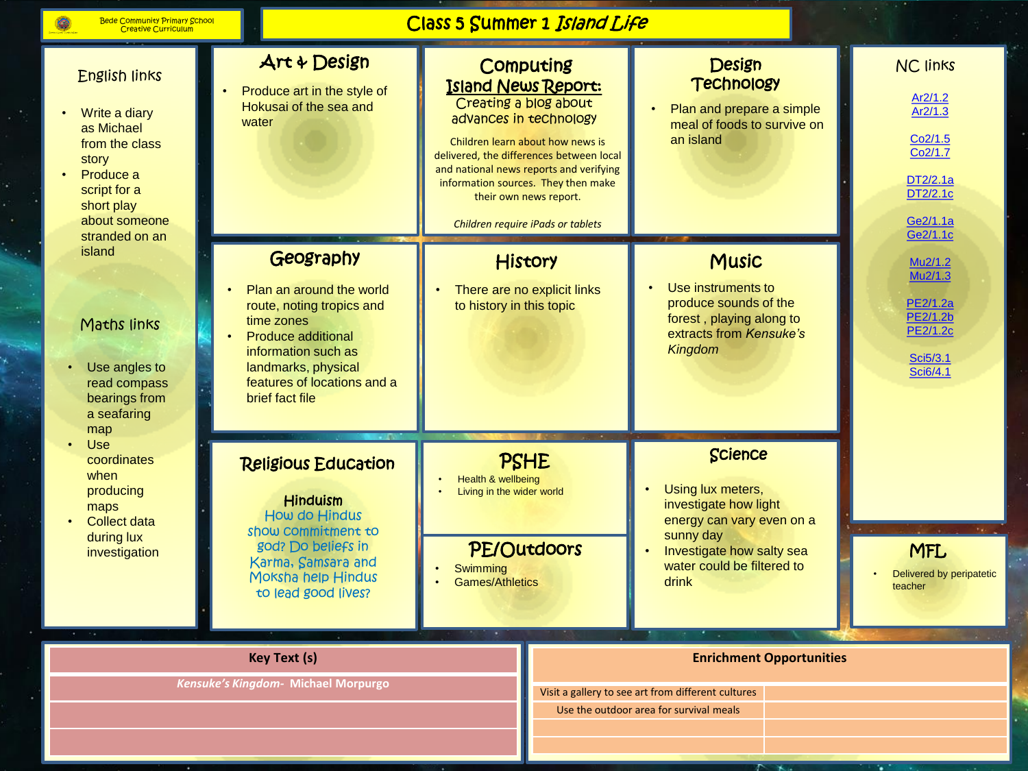Bede Community Primary School
Creative Curriculum

# Class 5 Summer 1 *Island Life*

## English links

- Write a diary as Michael from the class story
- Produce a script for a short play about someone stranded on an island

## Maths links

- Use angles to read compass bearings from a seafaring map
- Use coordinates when producing maps
- Collect data during lux investigation

## Art & Design

- Produce art in the style of Hokusai of the sea and water

## Computing

**Island News Report:**
Creating a blog about advances in technology

Children learn about how news is delivered, the differences between local and national news reports and verifying information sources. They then make their own news report.

*Children require iPads or tablets*

## Design Technology

- Plan and prepare a simple meal of foods to survive on an island

## NC links

Ar2/1.2
Ar2/1.3

Co2/1.5
Co2/1.7

DT2/2.1a
DT2/2.1c

Ge2/1.1a
Ge2/1.1c

Mu2/1.2
Mu2/1.3

PE2/1.2a
PE2/1.2b
PE2/1.2c

Sci5/3.1
Sci6/4.1

## Geography

- Plan an around the world route, noting tropics and time zones
- Produce additional information such as landmarks, physical features of locations and a brief fact file

## History

- There are no explicit links to history in this topic

## Music

- Use instruments to produce sounds of the forest , playing along to extracts from *Kensuke's Kingdom*

## Religious Education

**Hinduism**
How do Hindus show commitment to god? Do beliefs in Karma, Samsara and Moksha help Hindus to lead good lives?

## PSHE

- Health & wellbeing
- Living in the wider world

## PE/Outdoors

- Swimming
- Games/Athletics

## Science

- Using lux meters, investigate how light energy can vary even on a sunny day
- Investigate how salty sea water could be filtered to drink

## MFL

- Delivered by peripatetic teacher

| Key Text (s) |
|---|
| ***Kensuke's Kingdom*- Michael Morpurgo** |
| |
| |

| Enrichment Opportunities | |
|---|---|
| Visit a gallery to see art from different cultures | |
| Use the outdoor area for survival meals | |
| | |
| | |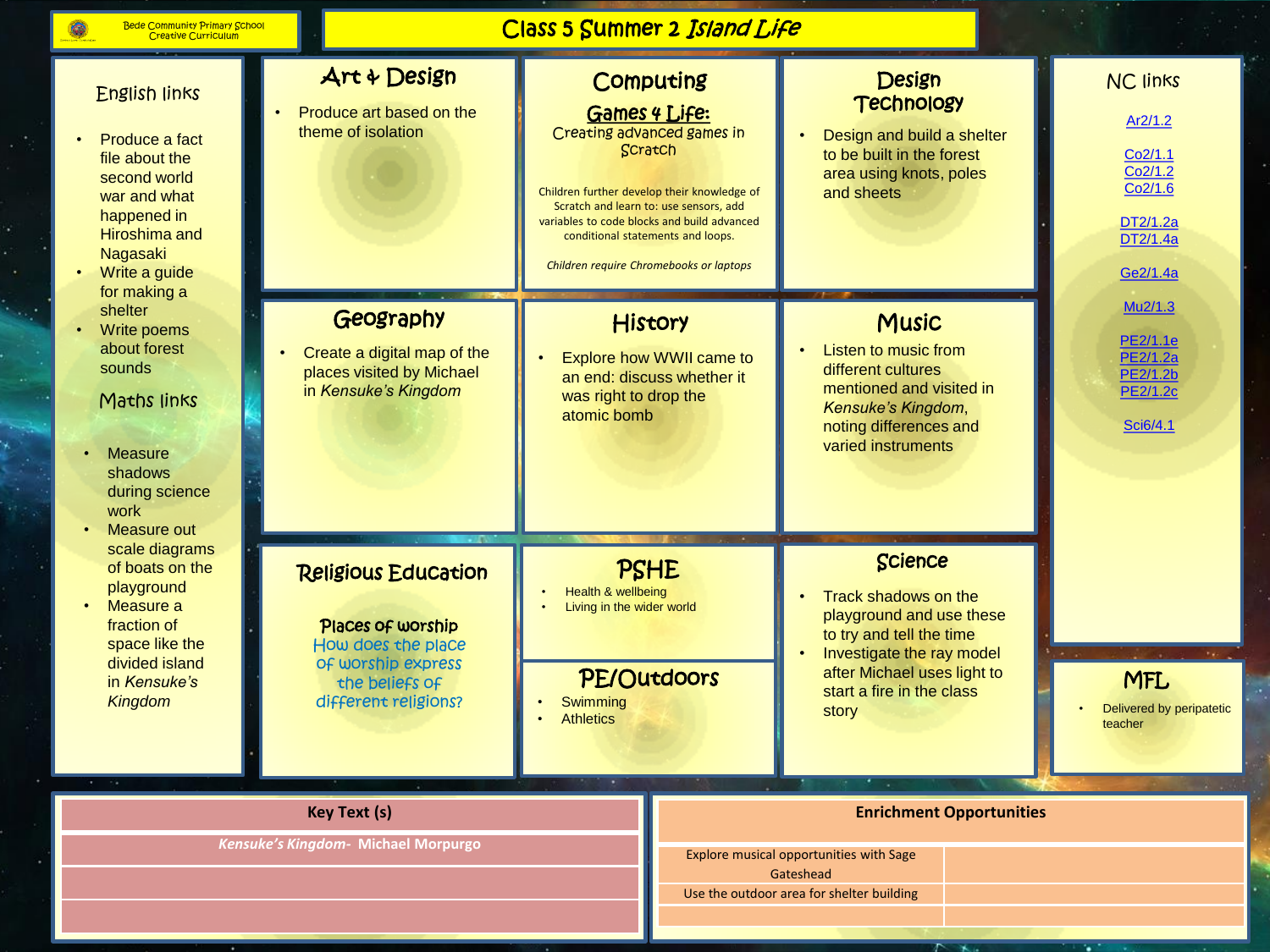Bede Community Primary School
Creative Curriculum

# Class 5 Summer 2 *Island Life*

## English links

- Produce a fact file about the second world war and what happened in Hiroshima and Nagasaki
- Write a guide for making a shelter
- Write poems about forest sounds

## Maths links

- Measure shadows during science work
- Measure out scale diagrams of boats on the playground
- Measure a fraction of space like the divided island in *Kensuke's Kingdom*

## Art & Design

- Produce art based on the theme of isolation

## Computing

**Games 4 Life:**
Creating advanced games in Scratch

Children further develop their knowledge of Scratch and learn to: use sensors, add variables to code blocks and build advanced conditional statements and loops.

*Children require Chromebooks or laptops*

## Design Technology

- Design and build a shelter to be built in the forest area using knots, poles and sheets

## NC links

Ar2/1.2

Co2/1.1
Co2/1.2
Co2/1.6

DT2/1.2a
DT2/1.4a

Ge2/1.4a

Mu2/1.3

PE2/1.1e
PE2/1.2a
PE2/1.2b
PE2/1.2c

Sci6/4.1

## Geography

- Create a digital map of the places visited by Michael in *Kensuke's Kingdom*

## History

- Explore how WWII came to an end: discuss whether it was right to drop the atomic bomb

## Music

- Listen to music from different cultures mentioned and visited in *Kensuke's Kingdom*, noting differences and varied instruments

## Religious Education

**Places of worship**
How does the place of worship express the beliefs of different religions?

## PSHE

- Health & wellbeing
- Living in the wider world

## PE/Outdoors

- Swimming
- Athletics

## Science

- Track shadows on the playground and use these to try and tell the time
- Investigate the ray model after Michael uses light to start a fire in the class story

## MFL

- Delivered by peripatetic teacher

| Key Text (s) |
|---|
| *Kensuke's Kingdom*- Michael Morpurgo |
| |
| |

| Enrichment Opportunities | |
|---|---|
| Explore musical opportunities with Sage Gateshead | |
| Use the outdoor area for shelter building | |
| | |